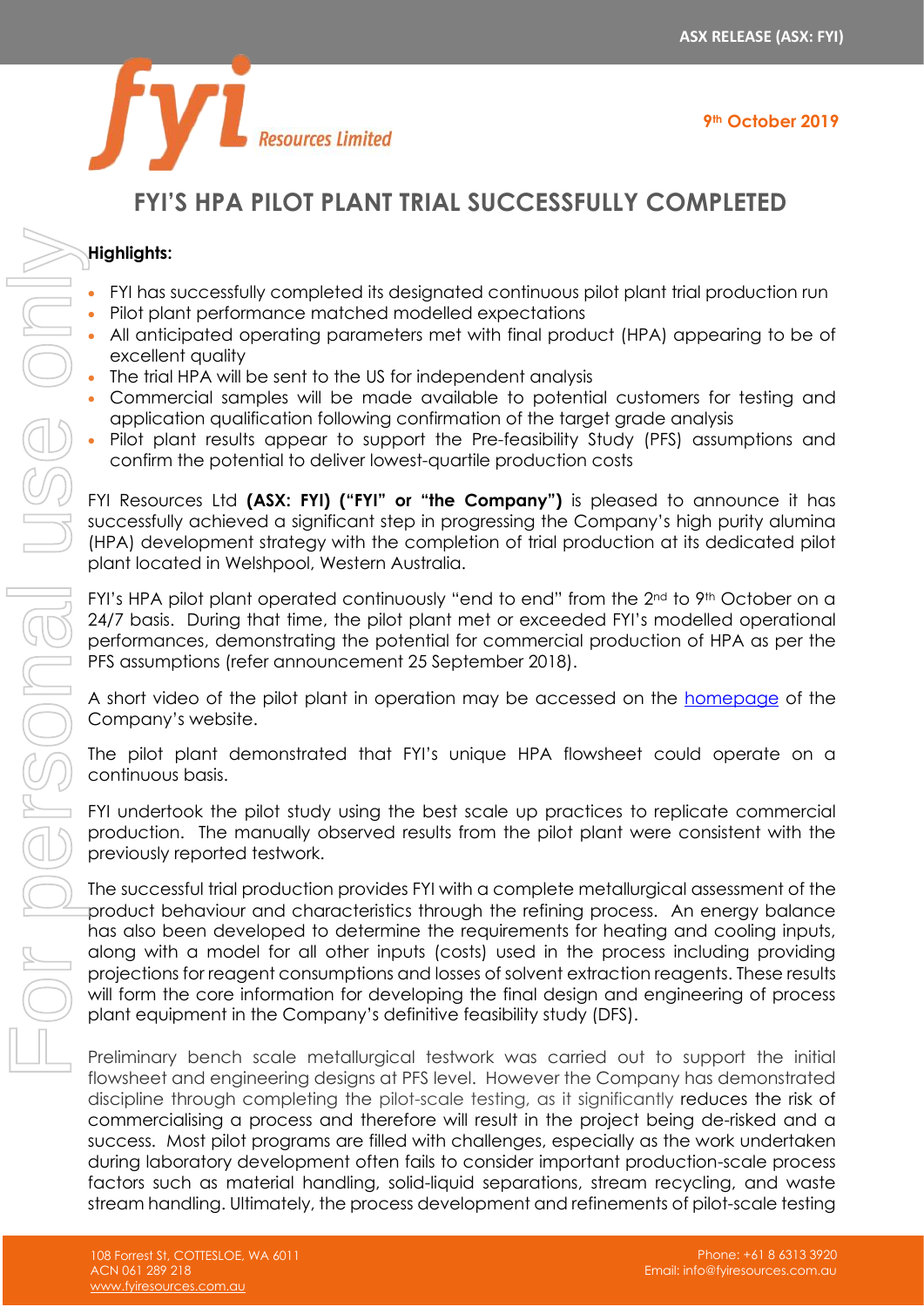# FYI'S HPA PILOT PLANT TRIAL SUCCESSFULLY COMPLETED

9th October 2019

**Highlights:**

- FYI has successfully completed its designated continuous pilot plant trial production run
- Pilot plant performance matched modelled expectations
- All anticipated operating parameters met with final product (HPA) appearing to be of excellent quality
- The trial HPA will be sent to the US for independent analysis
- Commercial samples will be made available to potential customers for testing and application qualification following confirmation of the target grade analysis
- Pilot plant results appear to support the Pre-feasibility Study (PFS) assumptions and confirm the potential to deliver lowest-quartile production costs

FYI Resources Ltd **(ASX: FYI) ("FYI" or "the Company")** is pleased to announce it has successfully achieved a significant step in progressing the Company's high purity alumina (HPA) development strategy with the completion of trial production at its dedicated pilot plant located in Welshpool, Western Australia.

FYI's HPA pilot plant operated continuously "end to end" from the 2nd to 9th October on a 24/7 basis. During that time, the pilot plant met or exceeded FYI's modelled operational performances, demonstrating the potential for commercial production of HPA as per the PFS assumptions (refer announcement 25 September 2018).

A short video of the pilot plant in operation may be accessed on the homepage of the Company's website.

The pilot plant demonstrated that FYI's unique HPA flowsheet could operate on a continuous basis.

FYI undertook the pilot study using the best scale up practices to replicate commercial production. The manually observed results from the pilot plant were consistent with the previously reported testwork.

The successful trial production provides FYI with a complete metallurgical assessment of the product behaviour and characteristics through the refining process. An energy balance has also been developed to determine the requirements for heating and cooling inputs, along with a model for all other inputs (costs) used in the process including providing projections for reagent consumptions and losses of solvent extraction reagents. These results will form the core information for developing the final design and engineering of process plant equipment in the Company's definitive feasibility study (DFS).

Preliminary bench scale metallurgical testwork was carried out to support the initial flowsheet and engineering designs at PFS level. However the Company has demonstrated discipline through completing the pilot-scale testing, as it significantly reduces the risk of commercialising a process and therefore will result in the project being de-risked and a success. Most pilot programs are filled with challenges, especially as the work undertaken during laboratory development often fails to consider important production-scale process factors such as material handling, solid-liquid separations, stream recycling, and waste stream handling. Ultimately, the process development and refinements of pilot-scale testing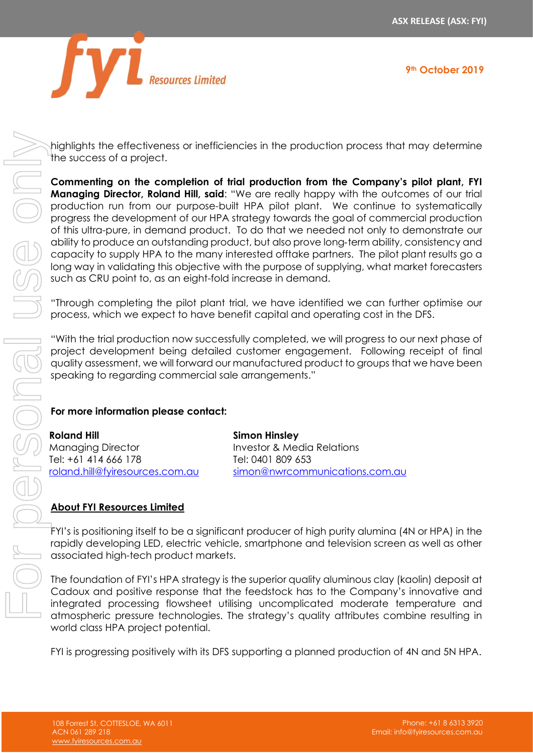highlights the effectiveness or inefficiencies in the production process that may determine the success of a project.

**Commenting on the completion of trial production from the Company's pilot plant, FYI Managing Director, Roland Hill, said**: "We are really happy with the outcomes of our trial production run from our purpose-built HPA pilot plant. We continue to systematically progress the development of our HPA strategy towards the goal of commercial production of this ultra-pure, in demand product. To do that we needed not only to demonstrate our ability to produce an outstanding product, but also prove long-term ability, consistency and capacity to supply HPA to the many interested offtake partners. The pilot plant results go a long way in validating this objective with the purpose of supplying, what market forecasters such as CRU point to, as an eight-fold increase in demand.

"Through completing the pilot plant trial, we have identified we can further optimise our process, which we expect to have benefit capital and operating cost in the DFS.

"With the trial production now successfully completed, we will progress to our next phase of project development being detailed customer engagement. Following receipt of final quality assessment, we will forward our manufactured product to groups that we have been speaking to regarding commercial sale arrangements."

**For more information please contact:**

**Roland Hill**
Managing Director
Tel: +61 414 666 178
roland.hill@fyiresources.com.au

**Simon Hinsley**
Investor & Media Relations
Tel: 0401 809 653
simon@nwrcommunications.com.au

## About FYI Resources Limited

FYI's is positioning itself to be a significant producer of high purity alumina (4N or HPA) in the rapidly developing LED, electric vehicle, smartphone and television screen as well as other associated high-tech product markets.

The foundation of FYI's HPA strategy is the superior quality aluminous clay (kaolin) deposit at Cadoux and positive response that the feedstock has to the Company's innovative and integrated processing flowsheet utilising uncomplicated moderate temperature and atmospheric pressure technologies. The strategy's quality attributes combine resulting in world class HPA project potential.

FYI is progressing positively with its DFS supporting a planned production of 4N and 5N HPA.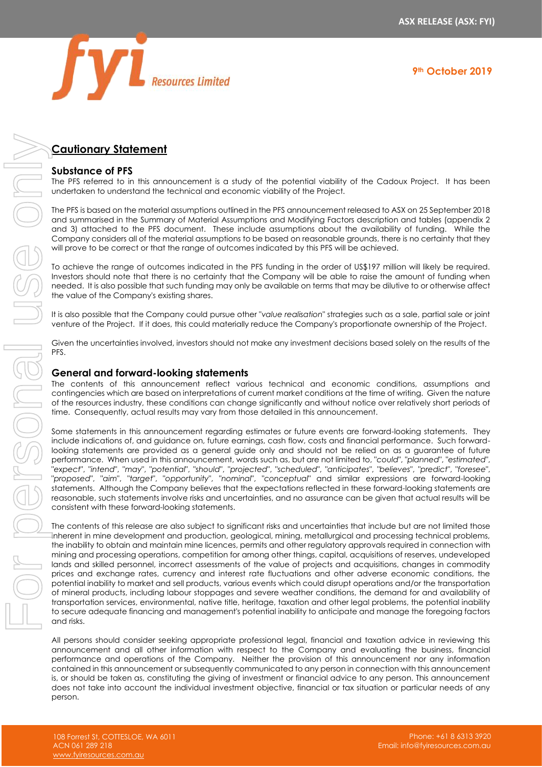## Cautionary Statement

### Substance of PFS

The PFS referred to in this announcement is a study of the potential viability of the Cadoux Project. It has been undertaken to understand the technical and economic viability of the Project.

The PFS is based on the material assumptions outlined in the PFS announcement released to ASX on 25 September 2018 and summarised in the Summary of Material Assumptions and Modifying Factors description and tables (appendix 2 and 3) attached to the PFS document. These include assumptions about the availability of funding. While the Company considers all of the material assumptions to be based on reasonable grounds, there is no certainty that they will prove to be correct or that the range of outcomes indicated by this PFS will be achieved.

To achieve the range of outcomes indicated in the PFS funding in the order of US$197 million will likely be required. Investors should note that there is no certainty that the Company will be able to raise the amount of funding when needed. It is also possible that such funding may only be available on terms that may be dilutive to or otherwise affect the value of the Company's existing shares.

It is also possible that the Company could pursue other "*value realisation*" strategies such as a sale, partial sale or joint venture of the Project. If it does, this could materially reduce the Company's proportionate ownership of the Project.

Given the uncertainties involved, investors should not make any investment decisions based solely on the results of the PFS.

### General and forward-looking statements

The contents of this announcement reflect various technical and economic conditions, assumptions and contingencies which are based on interpretations of current market conditions at the time of writing. Given the nature of the resources industry, these conditions can change significantly and without notice over relatively short periods of time. Consequently, actual results may vary from those detailed in this announcement.

Some statements in this announcement regarding estimates or future events are forward-looking statements. They include indications of, and guidance on, future earnings, cash flow, costs and financial performance. Such forward-looking statements are provided as a general guide only and should not be relied on as a guarantee of future performance. When used in this announcement, words such as, but are not limited to, "*could*", "*planned*", "*estimated*", "*expect*", "*intend*", "*may*", "*potential*", "*should*", "*projected*", "*scheduled*", "*anticipates*", "*believes*", "*predict*", "*foresee*", "*proposed*", "*aim*", "*target*", "*opportunity*", "*nominal*", "*conceptual*" and similar expressions are forward-looking statements. Although the Company believes that the expectations reflected in these forward-looking statements are reasonable, such statements involve risks and uncertainties, and no assurance can be given that actual results will be consistent with these forward-looking statements.

The contents of this release are also subject to significant risks and uncertainties that include but are not limited those inherent in mine development and production, geological, mining, metallurgical and processing technical problems, the inability to obtain and maintain mine licences, permits and other regulatory approvals required in connection with mining and processing operations, competition for among other things, capital, acquisitions of reserves, undeveloped lands and skilled personnel, incorrect assessments of the value of projects and acquisitions, changes in commodity prices and exchange rates, currency and interest rate fluctuations and other adverse economic conditions, the potential inability to market and sell products, various events which could disrupt operations and/or the transportation of mineral products, including labour stoppages and severe weather conditions, the demand for and availability of transportation services, environmental, native title, heritage, taxation and other legal problems, the potential inability to secure adequate financing and management's potential inability to anticipate and manage the foregoing factors and risks.

All persons should consider seeking appropriate professional legal, financial and taxation advice in reviewing this announcement and all other information with respect to the Company and evaluating the business, financial performance and operations of the Company. Neither the provision of this announcement nor any information contained in this announcement or subsequently communicated to any person in connection with this announcement is, or should be taken as, constituting the giving of investment or financial advice to any person. This announcement does not take into account the individual investment objective, financial or tax situation or particular needs of any person.